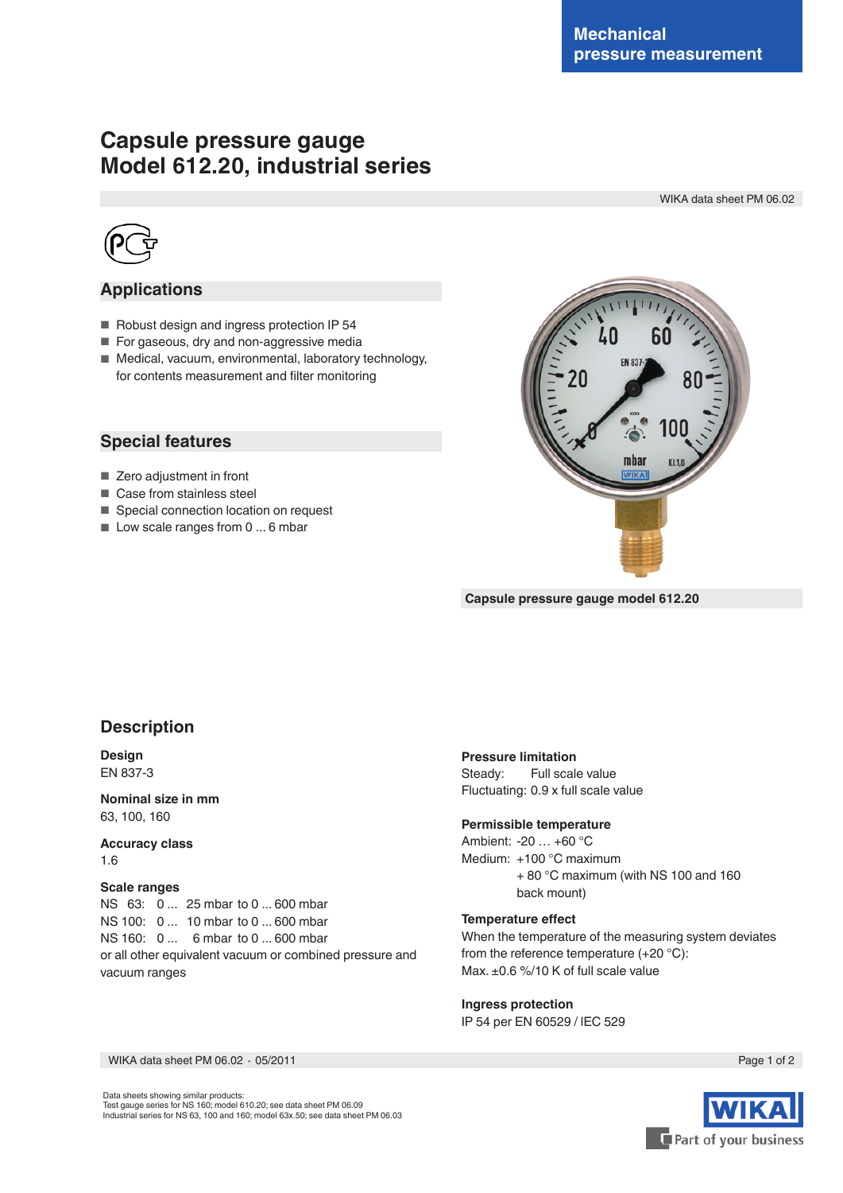Mechanical pressure measurement

# Capsule pressure gauge
# Model 612.20, industrial series

WIKA data sheet PM 06.02

## Applications

- Robust design and ingress protection IP 54
- For gaseous, dry and non-aggressive media
- Medical, vacuum, environmental, laboratory technology, for contents measurement and filter monitoring

## Special features

- Zero adjustment in front
- Case from stainless steel
- Special connection location on request
- Low scale ranges from 0 ... 6 mbar

**Capsule pressure gauge model 612.20**

## Description

**Design**
EN 837-3

**Nominal size in mm**
63, 100, 160

**Accuracy class**
1.6

**Scale ranges**
NS 63: 0 ... 25 mbar to 0 ... 600 mbar
NS 100: 0 ... 10 mbar to 0 ... 600 mbar
NS 160: 0 ... 6 mbar to 0 ... 600 mbar
or all other equivalent vacuum or combined pressure and vacuum ranges

**Pressure limitation**
Steady: Full scale value
Fluctuating: 0.9 x full scale value

**Permissible temperature**
Ambient: -20 … +60 °C
Medium: +100 °C maximum
+ 80 °C maximum (with NS 100 and 160 back mount)

**Temperature effect**
When the temperature of the measuring system deviates from the reference temperature (+20 °C):
Max. ±0.6 %/10 K of full scale value

**Ingress protection**
IP 54 per EN 60529 / IEC 529

WIKA data sheet PM 06.02 · 05/2011

Data sheets showing similar products:
Test gauge series for NS 160; model 610.20; see data sheet PM 06.09
Industrial series for NS 63, 100 and 160; model 63x.50; see data sheet PM 06.03

WIKA Part of your business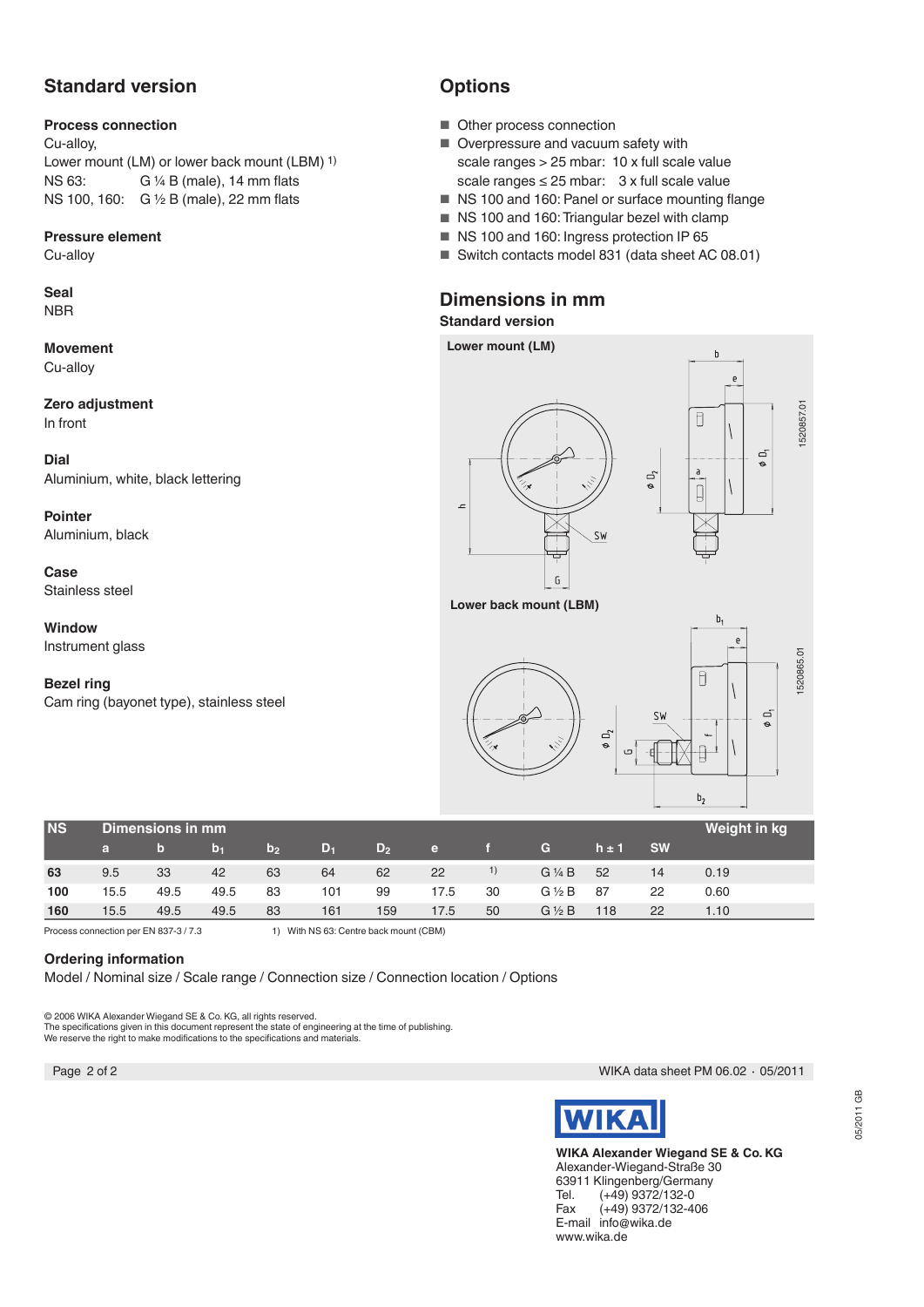## Standard version

**Process connection**
Cu-alloy,
Lower mount (LM) or lower back mount (LBM) 1)
NS 63: G ¼ B (male), 14 mm flats
NS 100, 160: G ½ B (male), 22 mm flats

**Pressure element**
Cu-alloy

**Seal**
NBR

**Movement**
Cu-alloy

**Zero adjustment**
In front

**Dial**
Aluminium, white, black lettering

**Pointer**
Aluminium, black

**Case**
Stainless steel

**Window**
Instrument glass

**Bezel ring**
Cam ring (bayonet type), stainless steel

## Options

- Other process connection
- Overpressure and vacuum safety with
  scale ranges > 25 mbar: 10 x full scale value
  scale ranges ≤ 25 mbar: 3 x full scale value
- NS 100 and 160: Panel or surface mounting flange
- NS 100 and 160: Triangular bezel with clamp
- NS 100 and 160: Ingress protection IP 65
- Switch contacts model 831 (data sheet AC 08.01)

## Dimensions in mm

**Standard version**

**Lower mount (LM)**

b
e
h
SW
G
ø $D_2$
a
ø $D_1$
1520857.01

**Lower back mount (LBM)**

$b_1$
e
SW
ø $D_2$
G
f
ø $D_1$
$b_2$
1520865.01

| NS | Dimensions in mm | | | | | | | | | | | Weight in kg |
|---|---|---|---|---|---|---|---|---|---|---|---|---|
| | a | b | $b_1$ | $b_2$ | $D_1$ | $D_2$ | e | f | G | h ± 1 | SW | |
| 63 | 9.5 | 33 | 42 | 63 | 64 | 62 | 22 | 1) | G ¼ B | 52 | 14 | 0.19 |
| 100 | 15.5 | 49.5 | 49.5 | 83 | 101 | 99 | 17.5 | 30 | G ½ B | 87 | 22 | 0.60 |
| 160 | 15.5 | 49.5 | 49.5 | 83 | 161 | 159 | 17.5 | 50 | G ½ B | 118 | 22 | 1.10 |

Process connection per EN 837-3 / 7.3

1) With NS 63: Centre back mount (CBM)

**Ordering information**

Model / Nominal size / Scale range / Connection size / Connection location / Options

© 2006 WIKA Alexander Wiegand SE & Co. KG, all rights reserved.
The specifications given in this document represent the state of engineering at the time of publishing.
We reserve the right to make modifications to the specifications and materials.

WIKA data sheet PM 06.02 · 05/2011

**WIKA Alexander Wiegand SE & Co. KG**
Alexander-Wiegand-Straße 30
63911 Klingenberg/Germany
Tel. (+49) 9372/132-0
Fax (+49) 9372/132-406
E-mail info@wika.de
www.wika.de

05/2011 GB